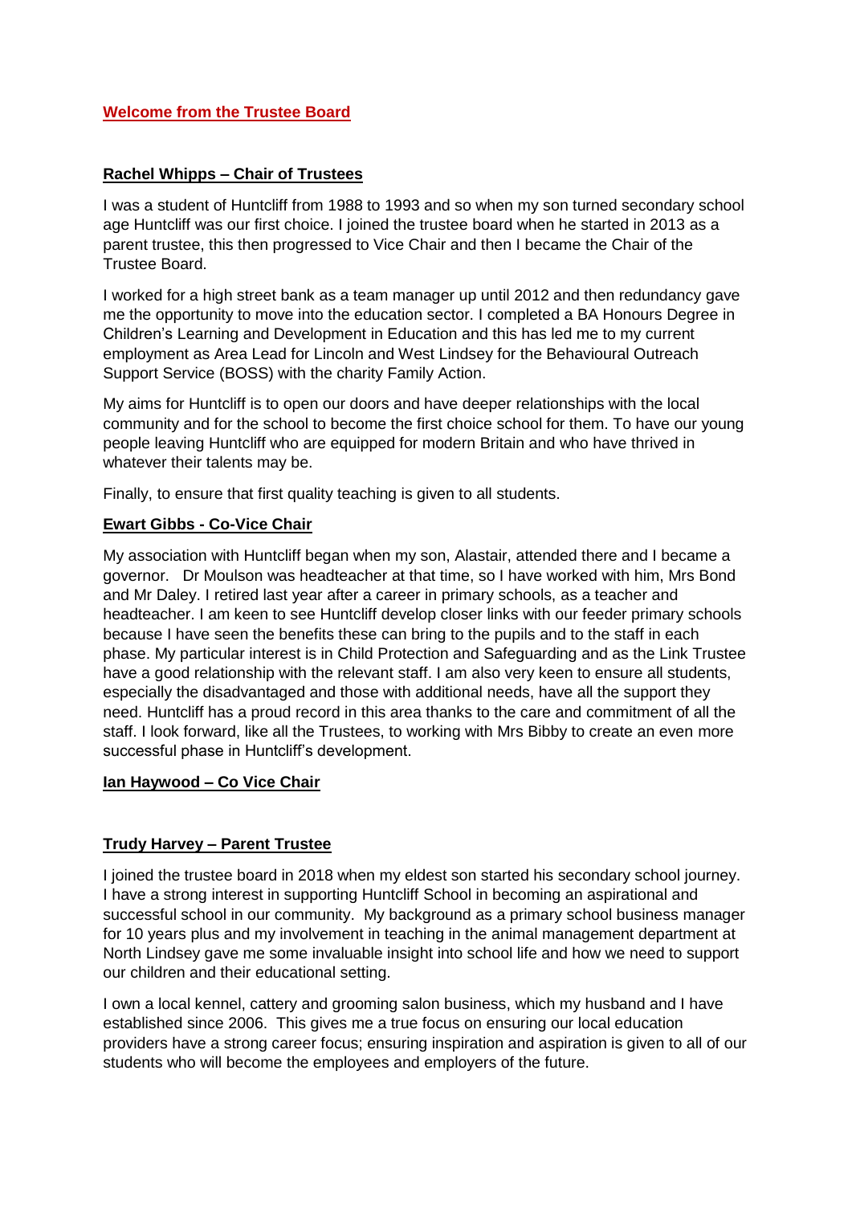## Welcome from the Trustee Board

### Rachel Whipps – Chair of Trustees

I was a student of Huntcliff from 1988 to 1993 and so when my son turned secondary school age Huntcliff was our first choice. I joined the trustee board when he started in 2013 as a parent trustee, this then progressed to Vice Chair and then I became the Chair of the Trustee Board.

I worked for a high street bank as a team manager up until 2012 and then redundancy gave me the opportunity to move into the education sector. I completed a BA Honours Degree in Children's Learning and Development in Education and this has led me to my current employment as Area Lead for Lincoln and West Lindsey for the Behavioural Outreach Support Service (BOSS) with the charity Family Action.

My aims for Huntcliff is to open our doors and have deeper relationships with the local community and for the school to become the first choice school for them. To have our young people leaving Huntcliff who are equipped for modern Britain and who have thrived in whatever their talents may be.

Finally, to ensure that first quality teaching is given to all students.

### Ewart Gibbs - Co-Vice Chair

My association with Huntcliff began when my son, Alastair, attended there and I became a governor. Dr Moulson was headteacher at that time, so I have worked with him, Mrs Bond and Mr Daley. I retired last year after a career in primary schools, as a teacher and headteacher. I am keen to see Huntcliff develop closer links with our feeder primary schools because I have seen the benefits these can bring to the pupils and to the staff in each phase. My particular interest is in Child Protection and Safeguarding and as the Link Trustee have a good relationship with the relevant staff. I am also very keen to ensure all students, especially the disadvantaged and those with additional needs, have all the support they need. Huntcliff has a proud record in this area thanks to the care and commitment of all the staff. I look forward, like all the Trustees, to working with Mrs Bibby to create an even more successful phase in Huntcliff's development.

### Ian Haywood – Co Vice Chair

### Trudy Harvey – Parent Trustee

I joined the trustee board in 2018 when my eldest son started his secondary school journey. I have a strong interest in supporting Huntcliff School in becoming an aspirational and successful school in our community. My background as a primary school business manager for 10 years plus and my involvement in teaching in the animal management department at North Lindsey gave me some invaluable insight into school life and how we need to support our children and their educational setting.

I own a local kennel, cattery and grooming salon business, which my husband and I have established since 2006. This gives me a true focus on ensuring our local education providers have a strong career focus; ensuring inspiration and aspiration is given to all of our students who will become the employees and employers of the future.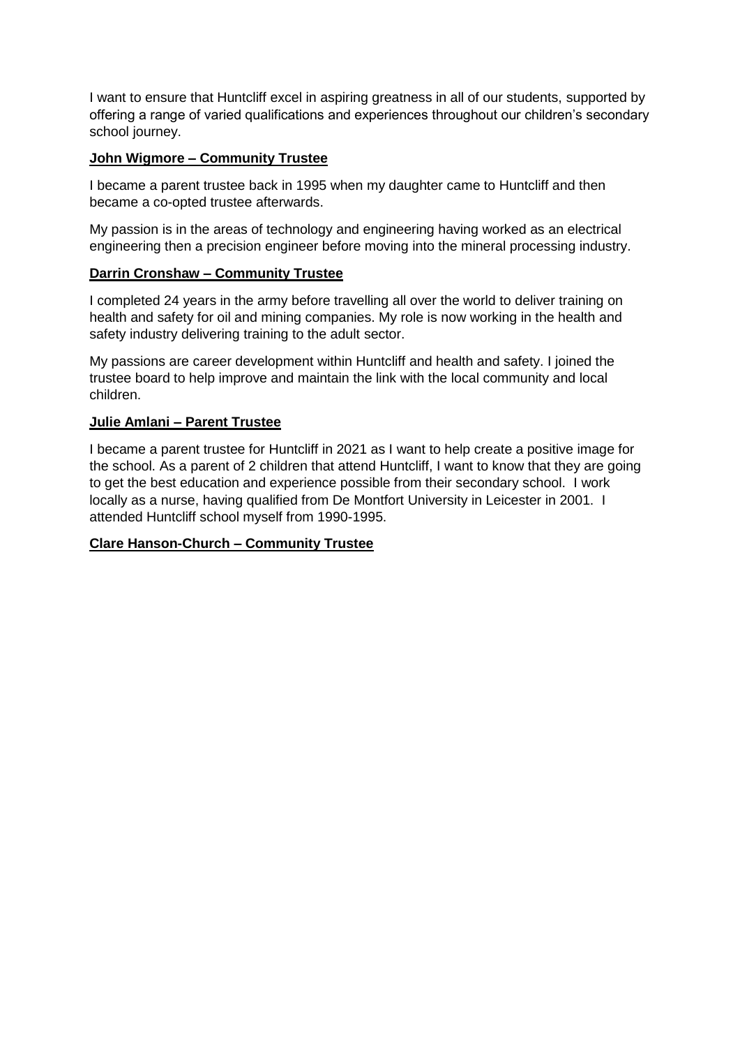I want to ensure that Huntcliff excel in aspiring greatness in all of our students, supported by offering a range of varied qualifications and experiences throughout our children's secondary school journey.

**John Wigmore – Community Trustee**

I became a parent trustee back in 1995 when my daughter came to Huntcliff and then became a co-opted trustee afterwards.

My passion is in the areas of technology and engineering having worked as an electrical engineering then a precision engineer before moving into the mineral processing industry.

**Darrin Cronshaw – Community Trustee**

I completed 24 years in the army before travelling all over the world to deliver training on health and safety for oil and mining companies. My role is now working in the health and safety industry delivering training to the adult sector.

My passions are career development within Huntcliff and health and safety. I joined the trustee board to help improve and maintain the link with the local community and local children.

**Julie Amlani – Parent Trustee**

I became a parent trustee for Huntcliff in 2021 as I want to help create a positive image for the school. As a parent of 2 children that attend Huntcliff, I want to know that they are going to get the best education and experience possible from their secondary school. I work locally as a nurse, having qualified from De Montfort University in Leicester in 2001. I attended Huntcliff school myself from 1990-1995.

**Clare Hanson-Church – Community Trustee**